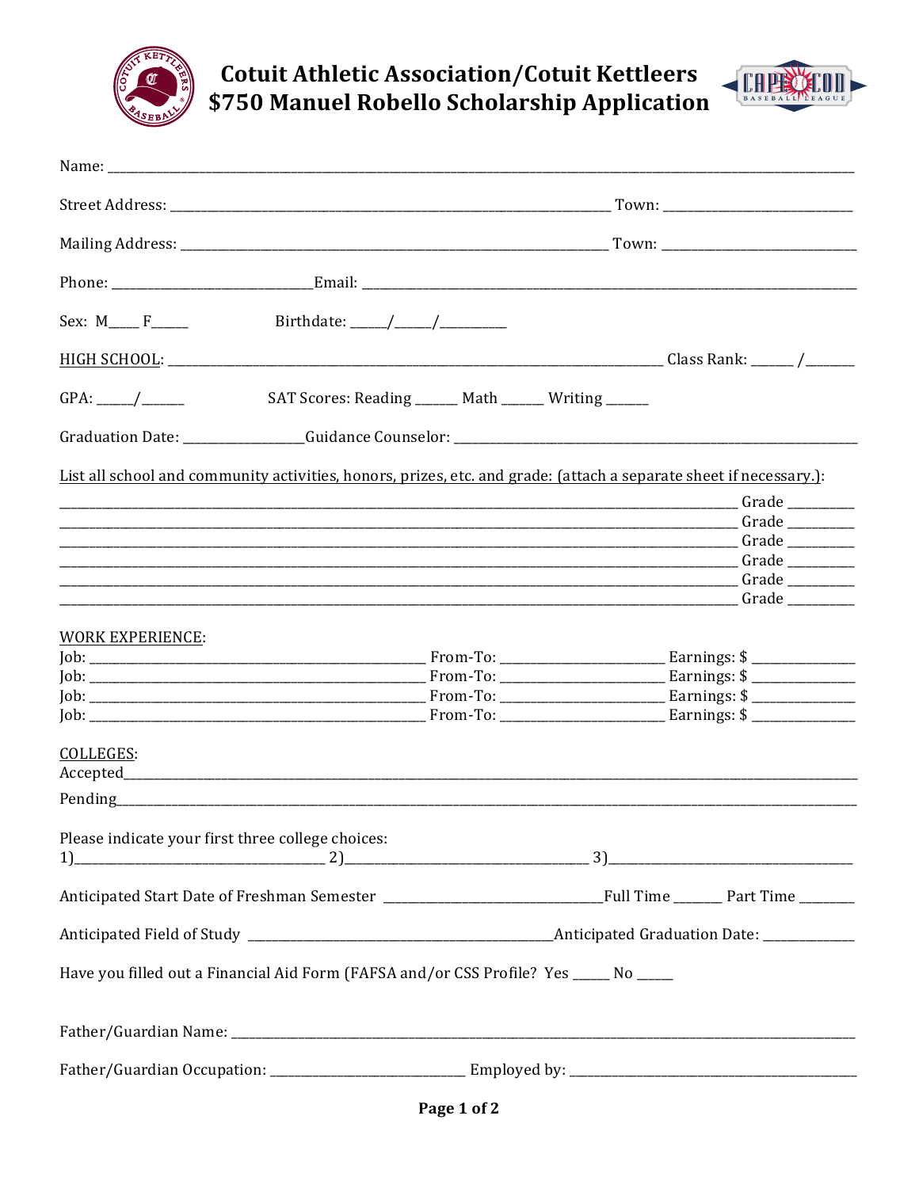# Cotuit Athletic Association/Cotuit Kettleers
# $750 Manuel Robello Scholarship Application

Name: ______________________________________________________________________________

Street Address: ______________________________________________ Town: ______________________

Mailing Address: _____________________________________________ Town: ______________________

Phone: ______________________ Email: _________________________________________________

Sex: M____ F_____ Birthdate: _____/_____/_________

HIGH SCHOOL: ___________________________________________________ Class Rank: ______ /_______

GPA: _____/______ SAT Scores: Reading ______ Math ______ Writing ______

Graduation Date: _______________ Guidance Counselor: _____________________________________

List all school and community activities, honors, prizes, etc. and grade: (attach a separate sheet if necessary.):

_____________________________________________________________________ Grade _________
_____________________________________________________________________ Grade _________
_____________________________________________________________________ Grade _________
_____________________________________________________________________ Grade _________
_____________________________________________________________________ Grade _________
_____________________________________________________________________ Grade _________

WORK EXPERIENCE:

Job: _________________________________ From-To: __________________ Earnings: $ ____________
Job: _________________________________ From-To: __________________ Earnings: $ ____________
Job: _________________________________ From-To: __________________ Earnings: $ ____________
Job: _________________________________ From-To: __________________ Earnings: $ ____________

COLLEGES:

Accepted______________________________________________________________________________

Pending_______________________________________________________________________________

Please indicate your first three college choices:

1)_____________________________ 2)_____________________________ 3)_____________________________

Anticipated Start Date of Freshman Semester __________________________ Full Time ______ Part Time _______

Anticipated Field of Study ___________________________________ Anticipated Graduation Date: ___________

Have you filled out a Financial Aid Form (FAFSA and/or CSS Profile? Yes _____ No _____

Father/Guardian Name: ________________________________________________________________

Father/Guardian Occupation: _______________________ Employed by: __________________________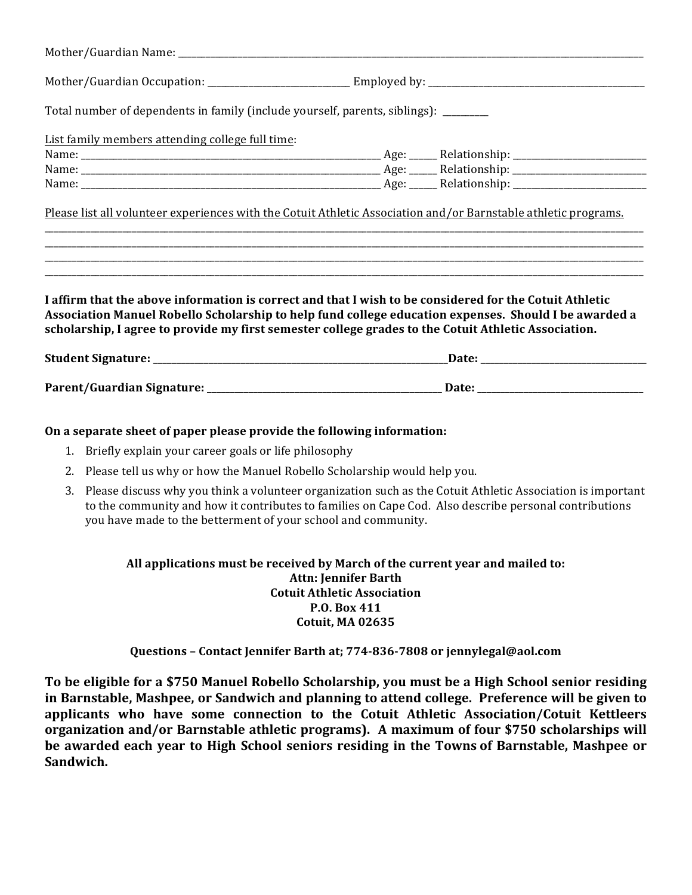Mother/Guardian Name: ____________________________________________________________________________

Mother/Guardian Occupation: _______________________ Employed by: ___________________________________

Total number of dependents in family (include yourself, parents, siblings): ________

List family members attending college full time:

Name: _______________________________________________ Age: _____ Relationship: ______________________

Name: _______________________________________________ Age: _____ Relationship: ______________________

Name: _______________________________________________ Age: _____ Relationship: ______________________

Please list all volunteer experiences with the Cotuit Athletic Association and/or Barnstable athletic programs.

__________________________________________________________________________________________________

__________________________________________________________________________________________________

__________________________________________________________________________________________________

__________________________________________________________________________________________________

**I affirm that the above information is correct and that I wish to be considered for the Cotuit Athletic Association Manuel Robello Scholarship to help fund college education expenses. Should I be awarded a scholarship, I agree to provide my first semester college grades to the Cotuit Athletic Association.**

**Student Signature: _______________________________________________Date: ___________________________**

**Parent/Guardian Signature: ______________________________________ Date: ___________________________**

**On a separate sheet of paper please provide the following information:**

1. Briefly explain your career goals or life philosophy
2. Please tell us why or how the Manuel Robello Scholarship would help you.
3. Please discuss why you think a volunteer organization such as the Cotuit Athletic Association is important to the community and how it contributes to families on Cape Cod. Also describe personal contributions you have made to the betterment of your school and community.

**All applications must be received by March of the current year and mailed to:**
**Attn: Jennifer Barth**
**Cotuit Athletic Association**
**P.O. Box 411**
**Cotuit, MA 02635**

**Questions – Contact Jennifer Barth at; 774-836-7808 or jennylegal@aol.com**

**To be eligible for a $750 Manuel Robello Scholarship, you must be a High School senior residing in Barnstable, Mashpee, or Sandwich and planning to attend college. Preference will be given to applicants who have some connection to the Cotuit Athletic Association/Cotuit Kettleers organization and/or Barnstable athletic programs). A maximum of four $750 scholarships will be awarded each year to High School seniors residing in the Towns of Barnstable, Mashpee or Sandwich.**